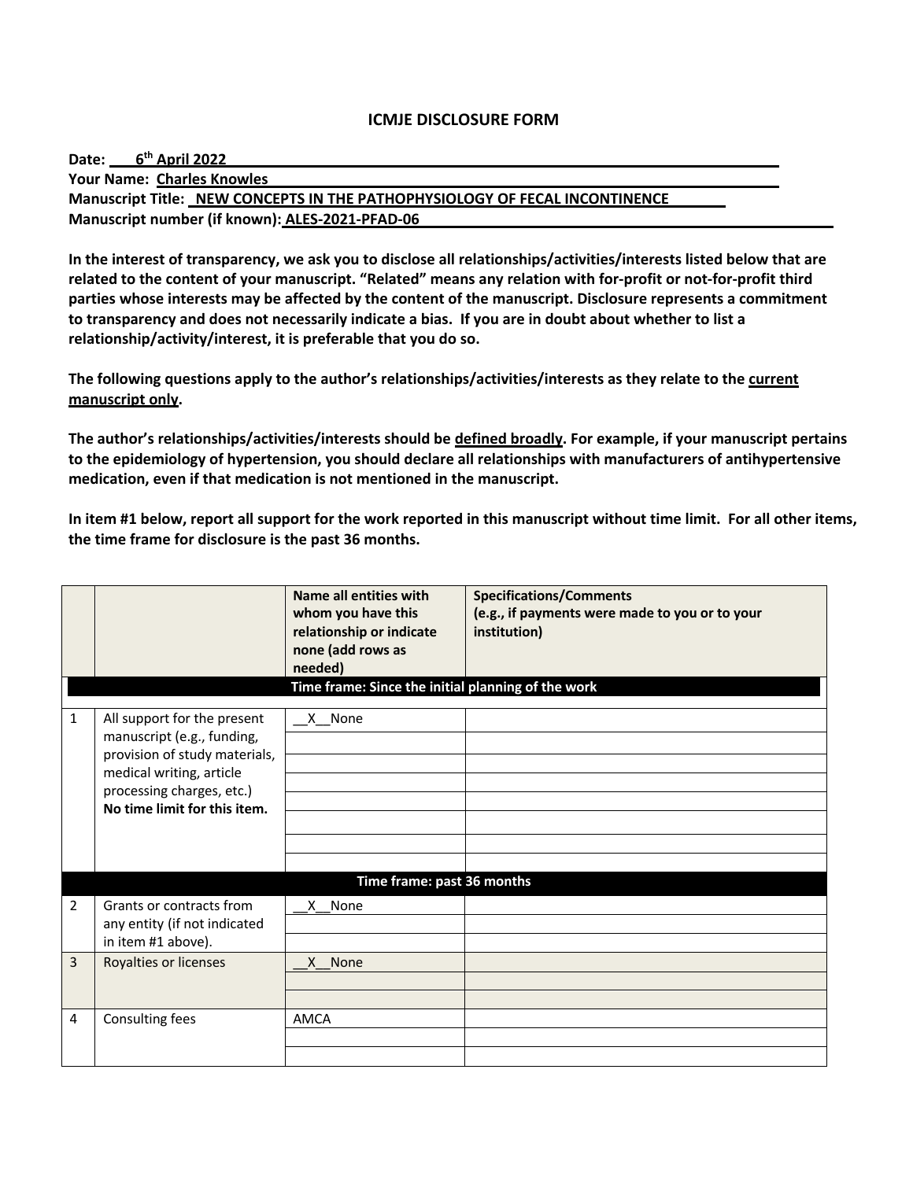# ICMJE DISCLOSURE FORM

**Date:** **6th April 2022**
**Your Name:** **Charles Knowles**
**Manuscript Title:** **NEW CONCEPTS IN THE PATHOPHYSIOLOGY OF FECAL INCONTINENCE**
**Manuscript number (if known):** **ALES-2021-PFAD-06**

**In the interest of transparency, we ask you to disclose all relationships/activities/interests listed below that are related to the content of your manuscript. "Related" means any relation with for-profit or not-for-profit third parties whose interests may be affected by the content of the manuscript. Disclosure represents a commitment to transparency and does not necessarily indicate a bias. If you are in doubt about whether to list a relationship/activity/interest, it is preferable that you do so.**

**The following questions apply to the author's relationships/activities/interests as they relate to the current manuscript only.**

**The author's relationships/activities/interests should be defined broadly. For example, if your manuscript pertains to the epidemiology of hypertension, you should declare all relationships with manufacturers of antihypertensive medication, even if that medication is not mentioned in the manuscript.**

**In item #1 below, report all support for the work reported in this manuscript without time limit. For all other items, the time frame for disclosure is the past 36 months.**

| | | **Name all entities with whom you have this relationship or indicate none (add rows as needed)** | **Specifications/Comments (e.g., if payments were made to you or to your institution)** |
|---|---|---|---|
| | | **Time frame: Since the initial planning of the work** | |
| 1 | All support for the present manuscript (e.g., funding, provision of study materials, medical writing, article processing charges, etc.) **No time limit for this item.** | __X__None | |
| | | **Time frame: past 36 months** | |
| 2 | Grants or contracts from any entity (if not indicated in item #1 above). | __X__None | |
| 3 | Royalties or licenses | __X__None | |
| 4 | Consulting fees | AMCA | |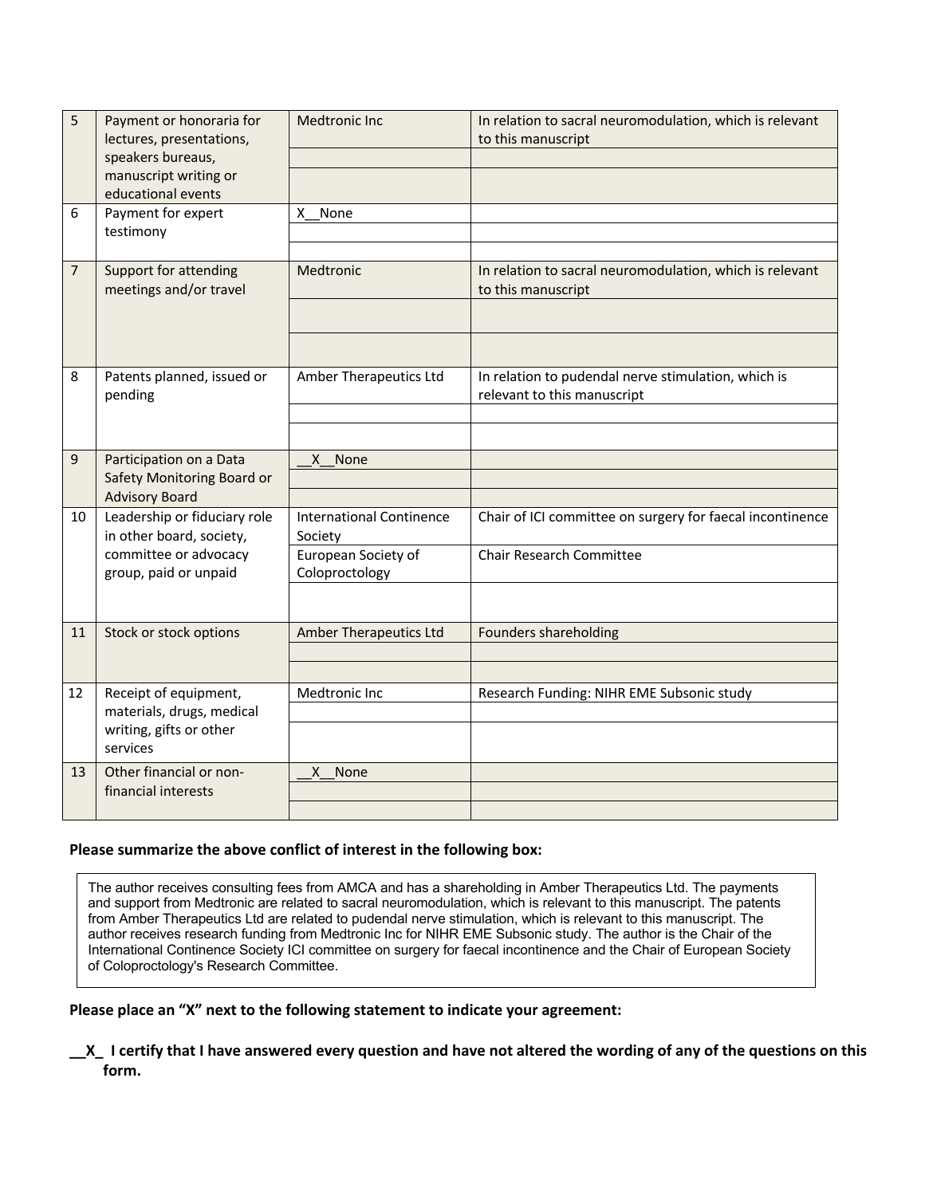| 5 | Payment or honoraria for lectures, presentations, speakers bureaus, manuscript writing or educational events | Medtronic Inc | In relation to sacral neuromodulation, which is relevant to this manuscript |
|---|---|---|---|
| | | | |
| | | | |
| 6 | Payment for expert testimony | X__None | |
| | | | |
| | | | |
| 7 | Support for attending meetings and/or travel | Medtronic | In relation to sacral neuromodulation, which is relevant to this manuscript |
| | | | |
| | | | |
| 8 | Patents planned, issued or pending | Amber Therapeutics Ltd | In relation to pudendal nerve stimulation, which is relevant to this manuscript |
| | | | |
| | | | |
| 9 | Participation on a Data Safety Monitoring Board or Advisory Board | __X__None | |
| | | | |
| | | | |
| 10 | Leadership or fiduciary role in other board, society, committee or advocacy group, paid or unpaid | International Continence Society | Chair of ICI committee on surgery for faecal incontinence |
| | | European Society of Coloproctology | Chair Research Committee |
| | | | |
| 11 | Stock or stock options | Amber Therapeutics Ltd | Founders shareholding |
| | | | |
| | | | |
| 12 | Receipt of equipment, materials, drugs, medical writing, gifts or other services | Medtronic Inc | Research Funding: NIHR EME Subsonic study |
| | | | |
| | | | |
| 13 | Other financial or non-financial interests | __X__None | |
| | | | |
| | | | |

**Please summarize the above conflict of interest in the following box:**

The author receives consulting fees from AMCA and has a shareholding in Amber Therapeutics Ltd. The payments and support from Medtronic are related to sacral neuromodulation, which is relevant to this manuscript. The patents from Amber Therapeutics Ltd are related to pudendal nerve stimulation, which is relevant to this manuscript. The author receives research funding from Medtronic Inc for NIHR EME Subsonic study. The author is the Chair of the International Continence Society ICI committee on surgery for faecal incontinence and the Chair of European Society of Coloproctology's Research Committee.

**Please place an "X" next to the following statement to indicate your agreement:**

**__X_ I certify that I have answered every question and have not altered the wording of any of the questions on this form.**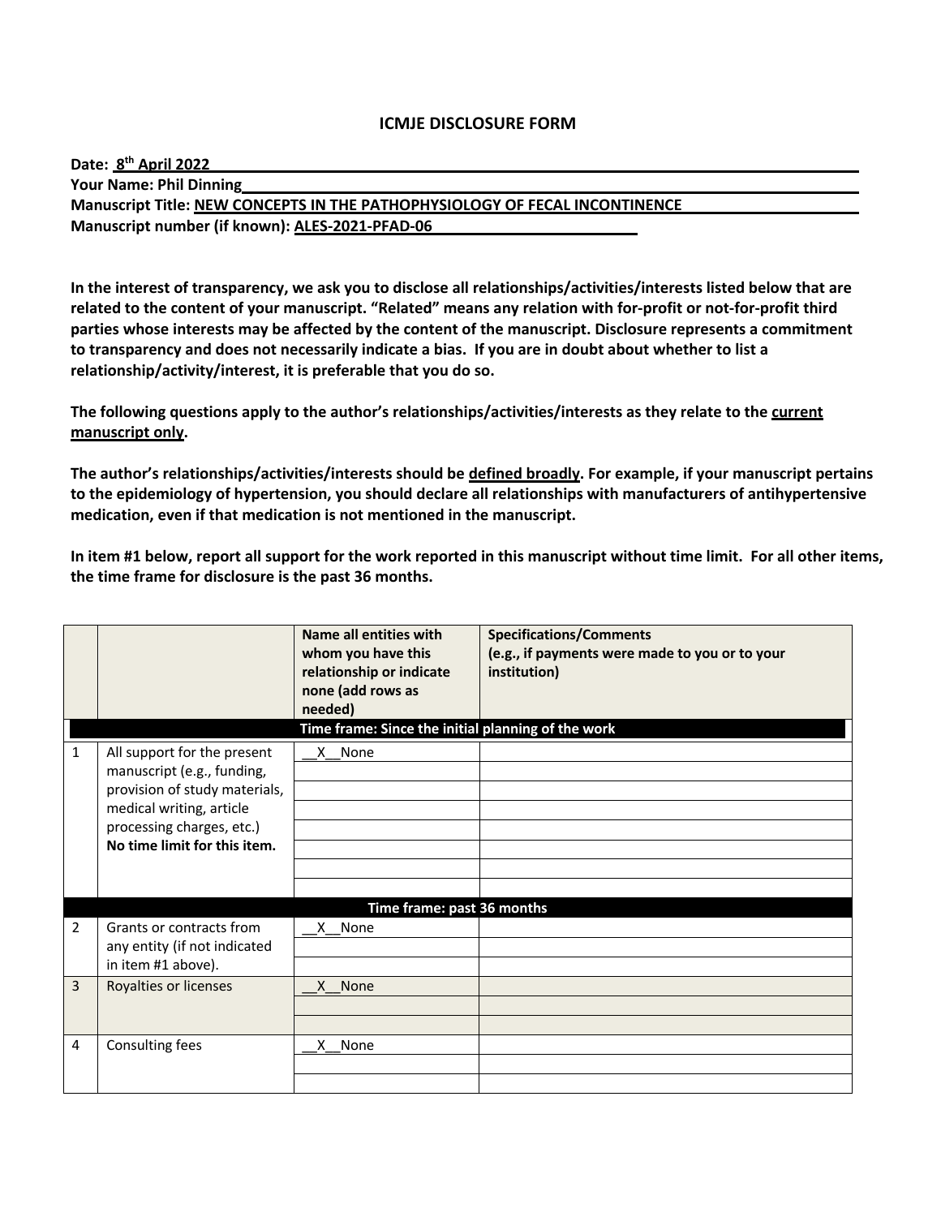# ICMJE DISCLOSURE FORM

**Date: 8th April 2022**
**Your Name: Phil Dinning**
**Manuscript Title: NEW CONCEPTS IN THE PATHOPHYSIOLOGY OF FECAL INCONTINENCE**
**Manuscript number (if known): ALES-2021-PFAD-06**

**In the interest of transparency, we ask you to disclose all relationships/activities/interests listed below that are related to the content of your manuscript. "Related" means any relation with for-profit or not-for-profit third parties whose interests may be affected by the content of the manuscript. Disclosure represents a commitment to transparency and does not necessarily indicate a bias. If you are in doubt about whether to list a relationship/activity/interest, it is preferable that you do so.**

**The following questions apply to the author's relationships/activities/interests as they relate to the current manuscript only.**

**The author's relationships/activities/interests should be defined broadly. For example, if your manuscript pertains to the epidemiology of hypertension, you should declare all relationships with manufacturers of antihypertensive medication, even if that medication is not mentioned in the manuscript.**

**In item #1 below, report all support for the work reported in this manuscript without time limit. For all other items, the time frame for disclosure is the past 36 months.**

| | | **Name all entities with whom you have this relationship or indicate none (add rows as needed)** | **Specifications/Comments (e.g., if payments were made to you or to your institution)** |
|---|---|---|---|
| | | **Time frame: Since the initial planning of the work** | |
| 1 | All support for the present manuscript (e.g., funding, provision of study materials, medical writing, article processing charges, etc.) **No time limit for this item.** | \_\_X\_\_None | |
| | | | |
| | | | |
| | | | |
| | | | |
| | | | |
| | | | |
| | | | |
| | | **Time frame: past 36 months** | |
| 2 | Grants or contracts from any entity (if not indicated in item #1 above). | \_\_X\_\_None | |
| | | | |
| | | | |
| 3 | Royalties or licenses | \_\_X\_\_None | |
| | | | |
| | | | |
| 4 | Consulting fees | \_\_X\_\_None | |
| | | | |
| | | | |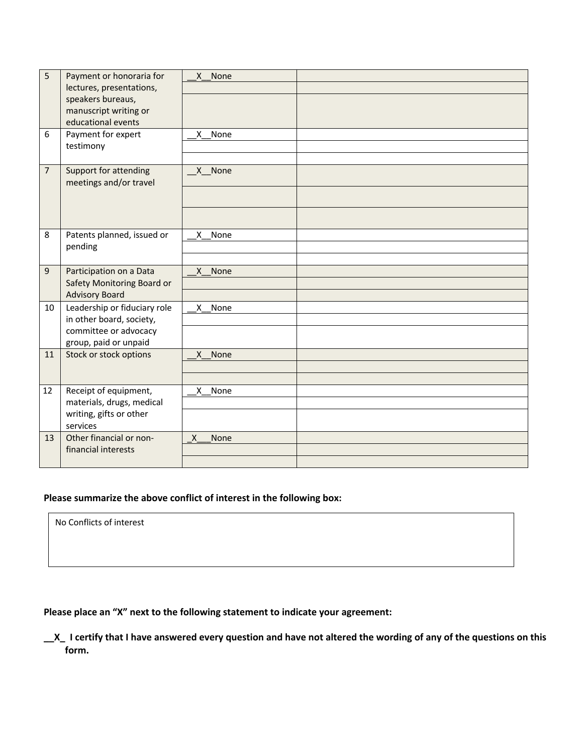| | | | |
|---|---|---|---|
| 5 | Payment or honoraria for lectures, presentations, speakers bureaus, manuscript writing or educational events | __X__None | |
| | | | |
| | | | |
| 6 | Payment for expert testimony | __X__None | |
| | | | |
| | | | |
| 7 | Support for attending meetings and/or travel | __X__None | |
| | | | |
| | | | |
| 8 | Patents planned, issued or pending | __X__None | |
| | | | |
| | | | |
| 9 | Participation on a Data Safety Monitoring Board or Advisory Board | __X__None | |
| | | | |
| | | | |
| 10 | Leadership or fiduciary role in other board, society, committee or advocacy group, paid or unpaid | __X__None | |
| | | | |
| | | | |
| 11 | Stock or stock options | __X__None | |
| | | | |
| | | | |
| 12 | Receipt of equipment, materials, drugs, medical writing, gifts or other services | __X__None | |
| | | | |
| | | | |
| 13 | Other financial or non-financial interests | _X___None | |
| | | | |
| | | | |

**Please summarize the above conflict of interest in the following box:**

No Conflicts of interest

**Please place an "X" next to the following statement to indicate your agreement:**

**__X_ I certify that I have answered every question and have not altered the wording of any of the questions on this form.**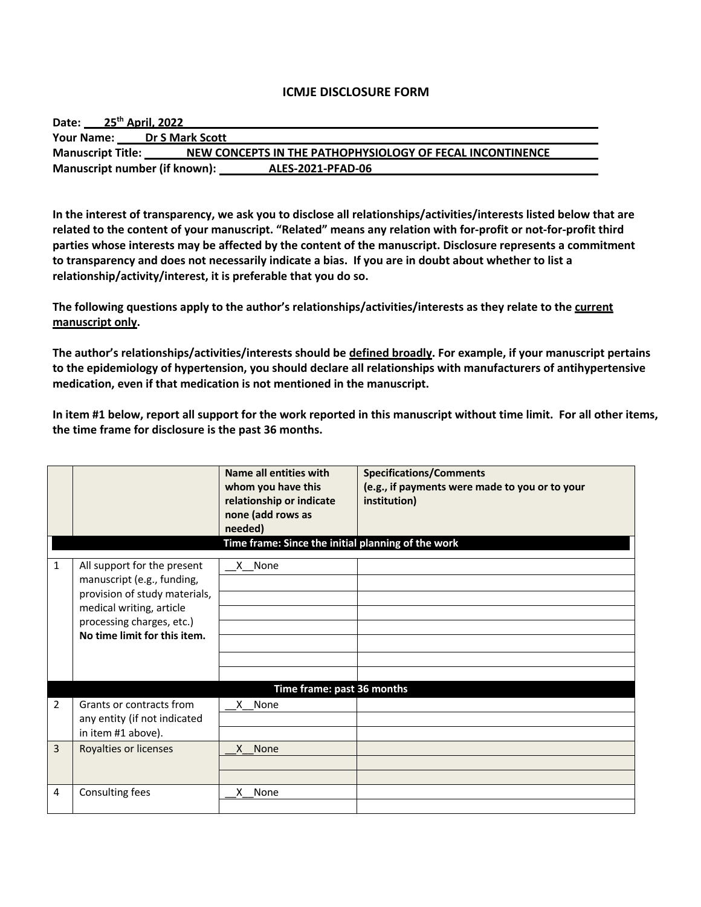# ICMJE DISCLOSURE FORM

**Date:** 25th April, 2022
**Your Name:** Dr S Mark Scott
**Manuscript Title:** NEW CONCEPTS IN THE PATHOPHYSIOLOGY OF FECAL INCONTINENCE
**Manuscript number (if known):** ALES-2021-PFAD-06

**In the interest of transparency, we ask you to disclose all relationships/activities/interests listed below that are related to the content of your manuscript. "Related" means any relation with for-profit or not-for-profit third parties whose interests may be affected by the content of the manuscript. Disclosure represents a commitment to transparency and does not necessarily indicate a bias. If you are in doubt about whether to list a relationship/activity/interest, it is preferable that you do so.**

**The following questions apply to the author's relationships/activities/interests as they relate to the current manuscript only.**

**The author's relationships/activities/interests should be defined broadly. For example, if your manuscript pertains to the epidemiology of hypertension, you should declare all relationships with manufacturers of antihypertensive medication, even if that medication is not mentioned in the manuscript.**

**In item #1 below, report all support for the work reported in this manuscript without time limit. For all other items, the time frame for disclosure is the past 36 months.**

| | | Name all entities with whom you have this relationship or indicate none (add rows as needed) | Specifications/Comments (e.g., if payments were made to you or to your institution) |
|---|---|---|---|
| | | **Time frame: Since the initial planning of the work** | |
| 1 | All support for the present manuscript (e.g., funding, provision of study materials, medical writing, article processing charges, etc.) **No time limit for this item.** | __X__None | |
| | | **Time frame: past 36 months** | |
| 2 | Grants or contracts from any entity (if not indicated in item #1 above). | __X__None | |
| 3 | Royalties or licenses | __X__None | |
| 4 | Consulting fees | __X__None | |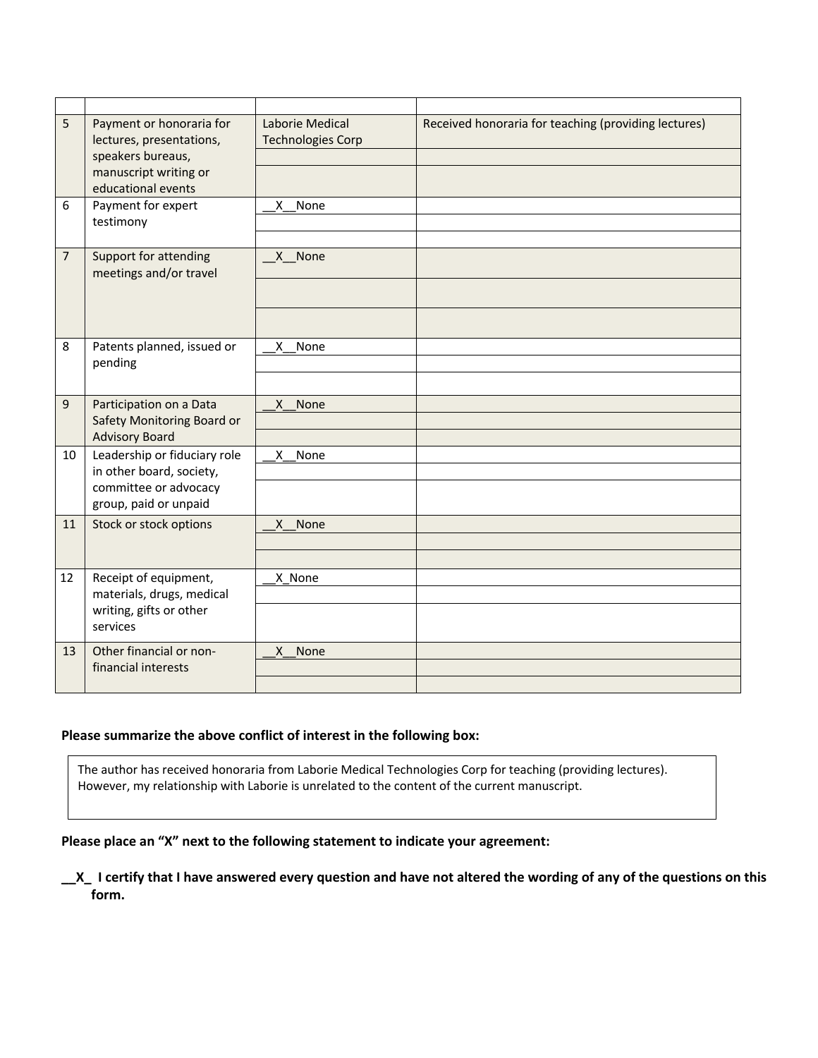| | | | |
|---|---|---|---|
| 5 | Payment or honoraria for lectures, presentations, speakers bureaus, manuscript writing or educational events | Laborie Medical Technologies Corp | Received honoraria for teaching (providing lectures) |
| | | | |
| | | | |
| 6 | Payment for expert testimony | __X__None | |
| | | | |
| | | | |
| 7 | Support for attending meetings and/or travel | __X__None | |
| | | | |
| | | | |
| 8 | Patents planned, issued or pending | __X__None | |
| | | | |
| | | | |
| 9 | Participation on a Data Safety Monitoring Board or Advisory Board | __X__None | |
| | | | |
| | | | |
| 10 | Leadership or fiduciary role in other board, society, committee or advocacy group, paid or unpaid | __X__None | |
| | | | |
| | | | |
| 11 | Stock or stock options | __X__None | |
| | | | |
| | | | |
| 12 | Receipt of equipment, materials, drugs, medical writing, gifts or other services | __X_None | |
| | | | |
| | | | |
| 13 | Other financial or non-financial interests | __X__None | |
| | | | |
| | | | |

**Please summarize the above conflict of interest in the following box:**

The author has received honoraria from Laborie Medical Technologies Corp for teaching (providing lectures). However, my relationship with Laborie is unrelated to the content of the current manuscript.

**Please place an "X" next to the following statement to indicate your agreement:**

**__X_ I certify that I have answered every question and have not altered the wording of any of the questions on this form.**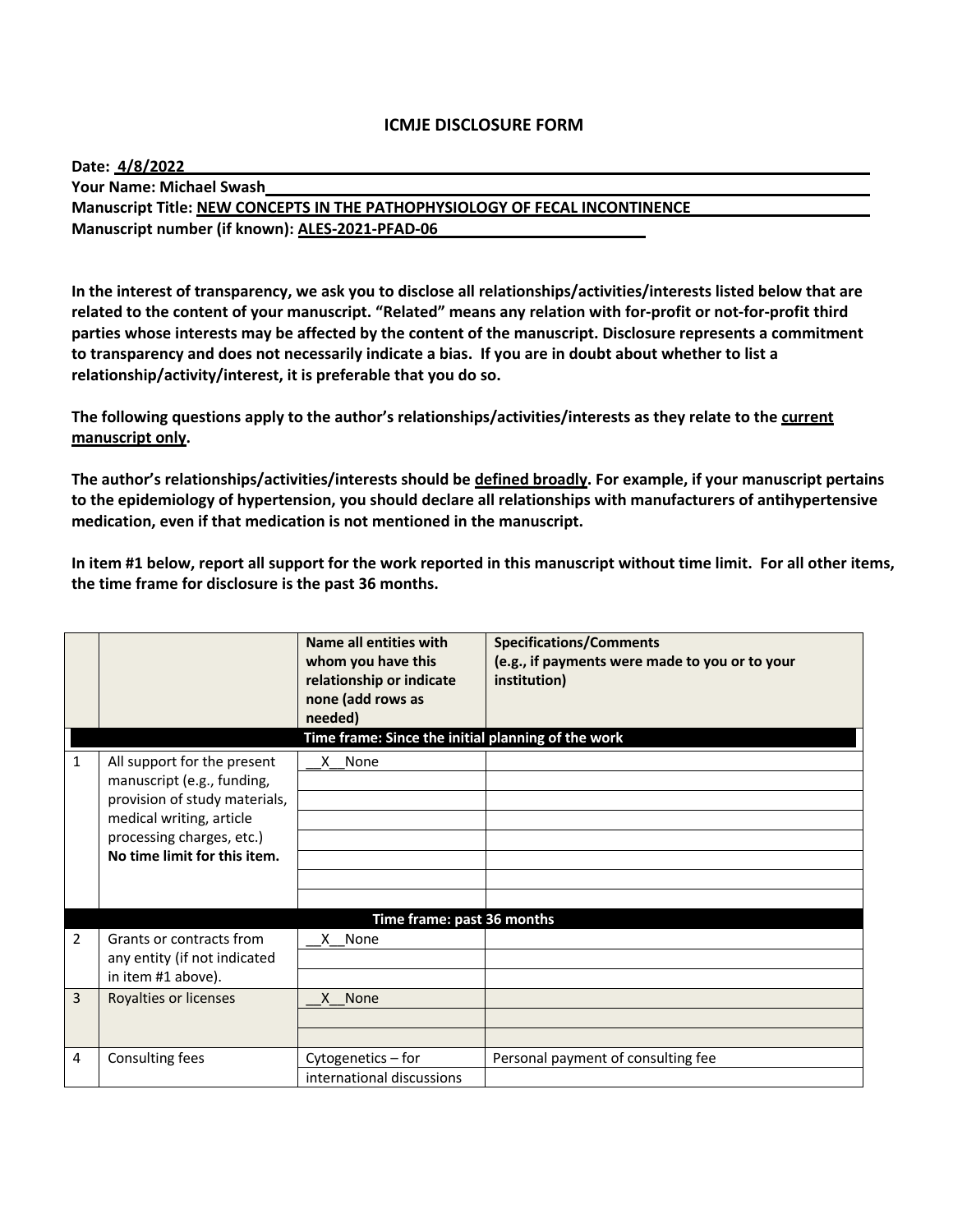## ICMJE DISCLOSURE FORM

**Date: 4/8/2022**
**Your Name: Michael Swash**
**Manuscript Title: NEW CONCEPTS IN THE PATHOPHYSIOLOGY OF FECAL INCONTINENCE**
**Manuscript number (if known): ALES-2021-PFAD-06**

**In the interest of transparency, we ask you to disclose all relationships/activities/interests listed below that are related to the content of your manuscript. "Related" means any relation with for-profit or not-for-profit third parties whose interests may be affected by the content of the manuscript. Disclosure represents a commitment to transparency and does not necessarily indicate a bias. If you are in doubt about whether to list a relationship/activity/interest, it is preferable that you do so.**

**The following questions apply to the author's relationships/activities/interests as they relate to the <u>current manuscript only</u>.**

**The author's relationships/activities/interests should be <u>defined broadly</u>. For example, if your manuscript pertains to the epidemiology of hypertension, you should declare all relationships with manufacturers of antihypertensive medication, even if that medication is not mentioned in the manuscript.**

**In item #1 below, report all support for the work reported in this manuscript without time limit. For all other items, the time frame for disclosure is the past 36 months.**

| | | **Name all entities with whom you have this relationship or indicate none (add rows as needed)** | **Specifications/Comments (e.g., if payments were made to you or to your institution)** |
|---|---|---|---|
| | | **Time frame: Since the initial planning of the work** | |
| 1 | All support for the present manuscript (e.g., funding, provision of study materials, medical writing, article processing charges, etc.) **No time limit for this item.** | __X__None | |
| | | | |
| | | | |
| | | | |
| | | | |
| | | | |
| | | | |
| | | | |
| | | **Time frame: past 36 months** | |
| 2 | Grants or contracts from any entity (if not indicated in item #1 above). | __X__None | |
| | | | |
| | | | |
| 3 | Royalties or licenses | __X__None | |
| | | | |
| | | | |
| 4 | Consulting fees | Cytogenetics – for international discussions | Personal payment of consulting fee |
| | | | |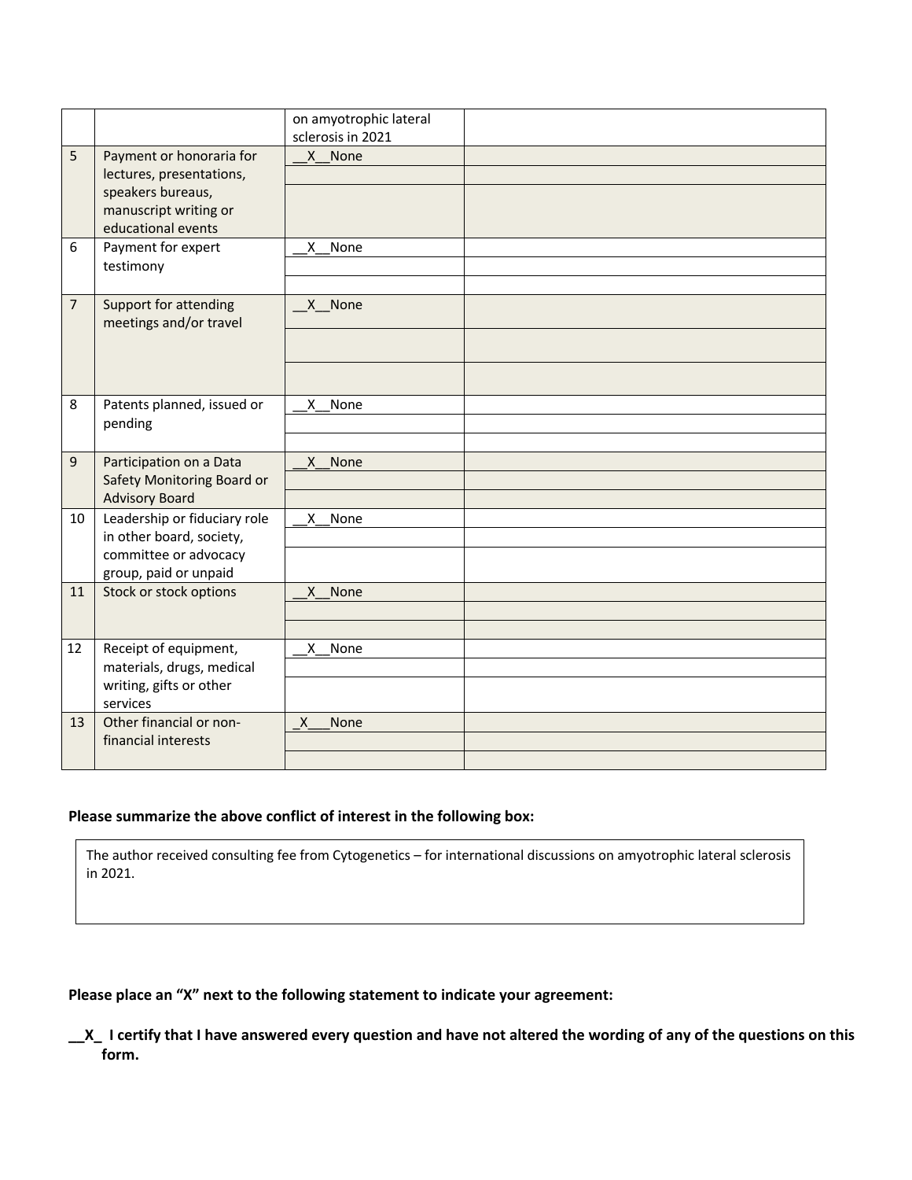| | | | |
|---|---|---|---|
| | | on amyotrophic lateral sclerosis in 2021 | |
| 5 | Payment or honoraria for lectures, presentations, speakers bureaus, manuscript writing or educational events | __X__None | |
| | | | |
| | | | |
| 6 | Payment for expert testimony | __X__None | |
| | | | |
| | | | |
| 7 | Support for attending meetings and/or travel | __X__None | |
| | | | |
| | | | |
| 8 | Patents planned, issued or pending | __X__None | |
| | | | |
| | | | |
| 9 | Participation on a Data Safety Monitoring Board or Advisory Board | __X__None | |
| | | | |
| | | | |
| 10 | Leadership or fiduciary role in other board, society, committee or advocacy group, paid or unpaid | __X__None | |
| | | | |
| | | | |
| 11 | Stock or stock options | __X__None | |
| | | | |
| | | | |
| 12 | Receipt of equipment, materials, drugs, medical writing, gifts or other services | __X__None | |
| | | | |
| | | | |
| 13 | Other financial or non-financial interests | _X___None | |
| | | | |
| | | | |

**Please summarize the above conflict of interest in the following box:**

The author received consulting fee from Cytogenetics – for international discussions on amyotrophic lateral sclerosis in 2021.

**Please place an "X" next to the following statement to indicate your agreement:**

**__X_ I certify that I have answered every question and have not altered the wording of any of the questions on this form.**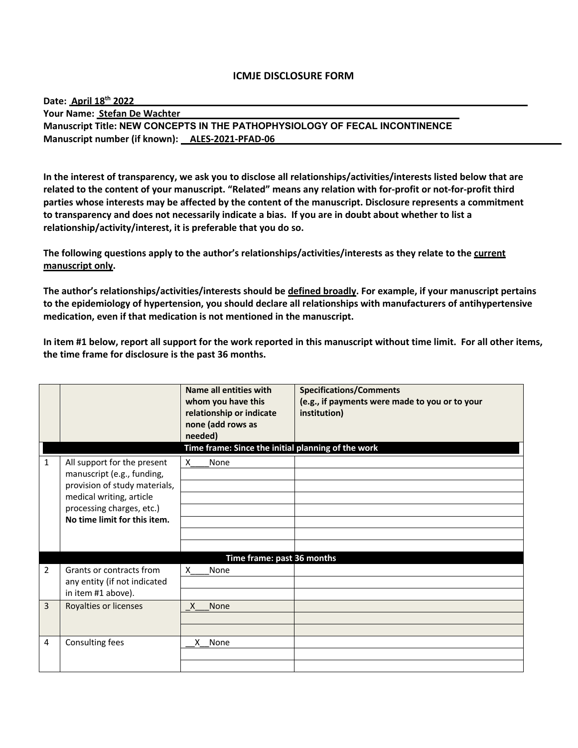# ICMJE DISCLOSURE FORM

**Date:** April 18th 2022
**Your Name:** Stefan De Wachter
**Manuscript Title:** NEW CONCEPTS IN THE PATHOPHYSIOLOGY OF FECAL INCONTINENCE
**Manuscript number (if known):** ALES-2021-PFAD-06

**In the interest of transparency, we ask you to disclose all relationships/activities/interests listed below that are related to the content of your manuscript. "Related" means any relation with for-profit or not-for-profit third parties whose interests may be affected by the content of the manuscript. Disclosure represents a commitment to transparency and does not necessarily indicate a bias. If you are in doubt about whether to list a relationship/activity/interest, it is preferable that you do so.**

**The following questions apply to the author's relationships/activities/interests as they relate to the current manuscript only.**

**The author's relationships/activities/interests should be defined broadly. For example, if your manuscript pertains to the epidemiology of hypertension, you should declare all relationships with manufacturers of antihypertensive medication, even if that medication is not mentioned in the manuscript.**

**In item #1 below, report all support for the work reported in this manuscript without time limit. For all other items, the time frame for disclosure is the past 36 months.**

| | | Name all entities with whom you have this relationship or indicate none (add rows as needed) | Specifications/Comments (e.g., if payments were made to you or to your institution) |
|---|---|---|---|
| | | **Time frame: Since the initial planning of the work** | |
| 1 | All support for the present manuscript (e.g., funding, provision of study materials, medical writing, article processing charges, etc.) **No time limit for this item.** | X____None | |
| | | | |
| | | | |
| | | | |
| | | | |
| | | | |
| | | | |
| | | | |
| | | **Time frame: past 36 months** | |
| 2 | Grants or contracts from any entity (if not indicated in item #1 above). | X____None | |
| | | | |
| | | | |
| 3 | Royalties or licenses | _X___None | |
| | | | |
| | | | |
| 4 | Consulting fees | __X__None | |
| | | | |
| | | | |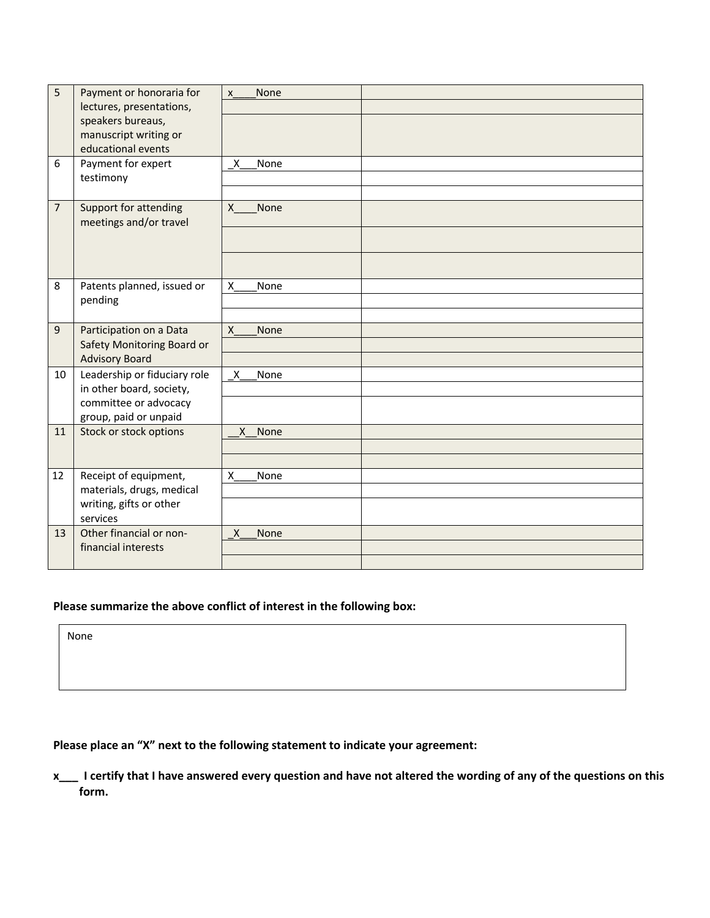| | | | |
|---|---|---|---|
| 5 | Payment or honoraria for lectures, presentations, speakers bureaus, manuscript writing or educational events | x____None | |
| | | | |
| | | | |
| 6 | Payment for expert testimony | _X___None | |
| | | | |
| | | | |
| 7 | Support for attending meetings and/or travel | X____None | |
| | | | |
| | | | |
| 8 | Patents planned, issued or pending | X____None | |
| | | | |
| | | | |
| 9 | Participation on a Data Safety Monitoring Board or Advisory Board | X____None | |
| | | | |
| | | | |
| 10 | Leadership or fiduciary role in other board, society, committee or advocacy group, paid or unpaid | _X___None | |
| | | | |
| | | | |
| 11 | Stock or stock options | __X__None | |
| | | | |
| | | | |
| 12 | Receipt of equipment, materials, drugs, medical writing, gifts or other services | X____None | |
| | | | |
| | | | |
| 13 | Other financial or non-financial interests | _X___None | |
| | | | |
| | | | |

**Please summarize the above conflict of interest in the following box:**

None

**Please place an "X" next to the following statement to indicate your agreement:**

**x___ I certify that I have answered every question and have not altered the wording of any of the questions on this form.**